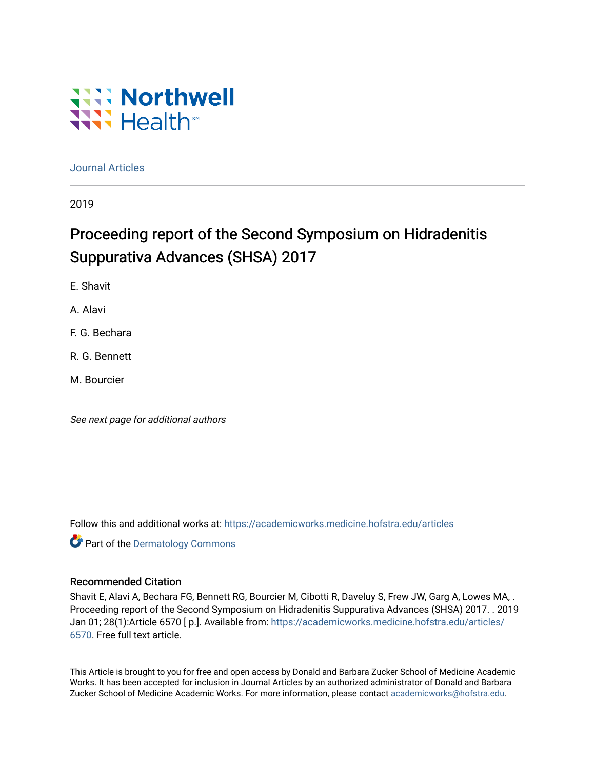Northwell Health

Journal Articles

2019

# Proceeding report of the Second Symposium on Hidradenitis Suppurativa Advances (SHSA) 2017

E. Shavit

A. Alavi

F. G. Bechara

R. G. Bennett

M. Bourcier

*See next page for additional authors*

Follow this and additional works at: https://academicworks.medicine.hofstra.edu/articles

Part of the Dermatology Commons

## Recommended Citation

Shavit E, Alavi A, Bechara FG, Bennett RG, Bourcier M, Cibotti R, Daveluy S, Frew JW, Garg A, Lowes MA, . Proceeding report of the Second Symposium on Hidradenitis Suppurativa Advances (SHSA) 2017. . 2019 Jan 01; 28(1):Article 6570 [ p.]. Available from: https://academicworks.medicine.hofstra.edu/articles/6570. Free full text article.

This Article is brought to you for free and open access by Donald and Barbara Zucker School of Medicine Academic Works. It has been accepted for inclusion in Journal Articles by an authorized administrator of Donald and Barbara Zucker School of Medicine Academic Works. For more information, please contact academicworks@hofstra.edu.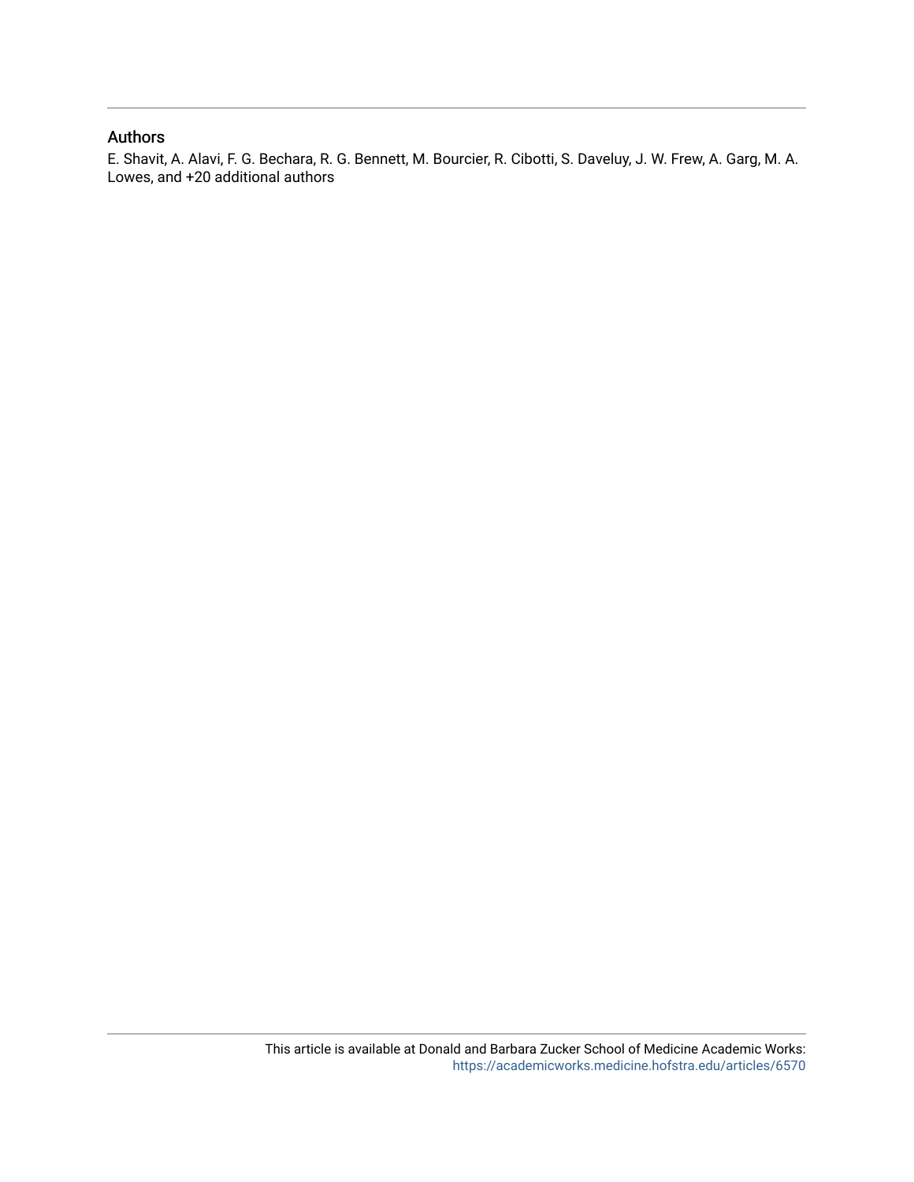## Authors

E. Shavit, A. Alavi, F. G. Bechara, R. G. Bennett, M. Bourcier, R. Cibotti, S. Daveluy, J. W. Frew, A. Garg, M. A. Lowes, and +20 additional authors

This article is available at Donald and Barbara Zucker School of Medicine Academic Works: https://academicworks.medicine.hofstra.edu/articles/6570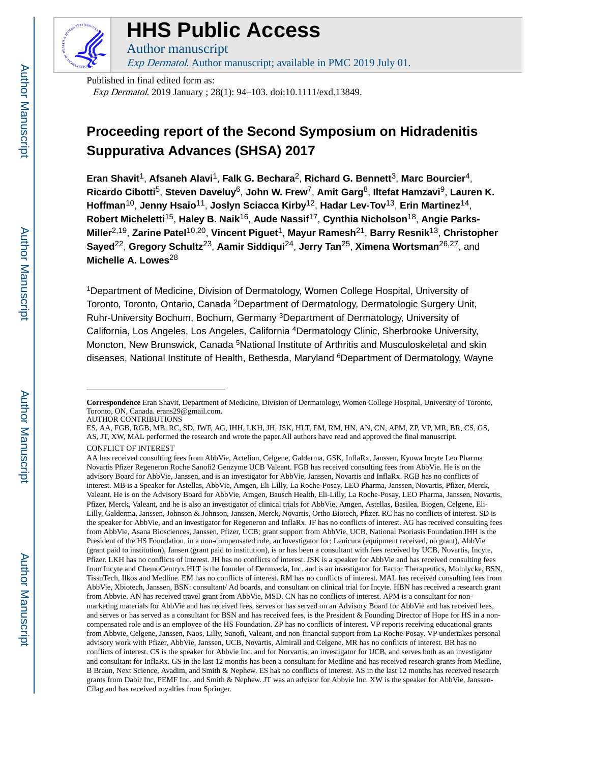# HHS Public Access

Author manuscript

*Exp Dermatol*. Author manuscript; available in PMC 2019 July 01.

Published in final edited form as:

*Exp Dermatol*. 2019 January ; 28(1): 94–103. doi:10.1111/exd.13849.

# Proceeding report of the Second Symposium on Hidradenitis Suppurativa Advances (SHSA) 2017

**Eran Shavit**[1], **Afsaneh Alavi**[1], **Falk G. Bechara**[2], **Richard G. Bennett**[3], **Marc Bourcier**[4], **Ricardo Cibotti**[5], **Steven Daveluy**[6], **John W. Frew**[7], **Amit Garg**[8], **Iltefat Hamzavi**[9], **Lauren K. Hoffman**[10], **Jenny Hsaio**[11], **Joslyn Sciacca Kirby**[12], **Hadar Lev-Tov**[13], **Erin Martinez**[14], **Robert Micheletti**[15], **Haley B. Naik**[16], **Aude Nassif**[17], **Cynthia Nicholson**[18], **Angie Parks-Miller**[2,19], **Zarine Patel**[10,20], **Vincent Piguet**[1], **Mayur Ramesh**[21], **Barry Resnik**[13], **Christopher Sayed**[22], **Gregory Schultz**[23], **Aamir Siddiqui**[24], **Jerry Tan**[25], **Ximena Wortsman**[26,27], and **Michelle A. Lowes**[28]

[1]Department of Medicine, Division of Dermatology, Women College Hospital, University of Toronto, Toronto, Ontario, Canada [2]Department of Dermatology, Dermatologic Surgery Unit, Ruhr-University Bochum, Bochum, Germany [3]Department of Dermatology, University of California, Los Angeles, Los Angeles, California [4]Dermatology Clinic, Sherbrooke University, Moncton, New Brunswick, Canada [5]National Institute of Arthritis and Musculoskeletal and skin diseases, National Institute of Health, Bethesda, Maryland [6]Department of Dermatology, Wayne

---

**Correspondence** Eran Shavit, Department of Medicine, Division of Dermatology, Women College Hospital, University of Toronto, Toronto, ON, Canada. erans29@gmail.com.

AUTHOR CONTRIBUTIONS

ES, AA, FGB, RGB, MB, RC, SD, JWF, AG, IHH, LKH, JH, JSK, HLT, EM, RM, HN, AN, CN, APM, ZP, VP, MR, BR, CS, GS, AS, JT, XW, MAL performed the research and wrote the paper.All authors have read and approved the final manuscript.

CONFLICT OF INTEREST

AA has received consulting fees from AbbVie, Actelion, Celgene, Galderma, GSK, InflaRx, Janssen, Kyowa Incyte Leo Pharma Novartis Pfizer Regeneron Roche Sanofi2 Genzyme UCB Valeant. FGB has received consulting fees from AbbVie. He is on the advisory Board for AbbVie, Janssen, and is an investigator for AbbVie, Janssen, Novartis and InflaRx. RGB has no conflicts of interest. MB is a Speaker for Astellas, AbbVie, Amgen, Eli-Lilly, La Roche-Posay, LEO Pharma, Janssen, Novartis, Pfizer, Merck, Valeant. He is on the Advisory Board for AbbVie, Amgen, Bausch Health, Eli-Lilly, La Roche-Posay, LEO Pharma, Janssen, Novartis, Pfizer, Merck, Valeant, and he is also an investigator of clinical trials for AbbVie, Amgen, Astellas, Basilea, Biogen, Celgene, Eli-Lilly, Galderma, Janssen, Johnson & Johnson, Janssen, Merck, Novartis, Ortho Biotech, Pfizer. RC has no conflicts of interest. SD is the speaker for AbbVie, and an investigator for Regeneron and InflaRx. JF has no conflicts of interest. AG has received consulting fees from AbbVie, Asana Biosciences, Janssen, Pfizer, UCB; grant support from AbbVie, UCB, National Psoriasis Foundation.IHH is the President of the HS Foundation, in a non-compensated role, an Investigator for; Lenicura (equipment received, no grant), AbbVie (grant paid to institution), Jansen (grant paid to institution), is or has been a consultant with fees received by UCB, Novartis, Incyte, Pfizer. LKH has no conflicts of interest. JH has no conflicts of interest. JSK is a speaker for AbbVie and has received consulting fees from Incyte and ChemoCentryx.HLT is the founder of Dermveda, Inc. and is an investigator for Factor Therapeutics, Molnlycke, BSN, TissuTech, Ilkos and Medline. EM has no conflicts of interest. RM has no conflicts of interest. MAL has received consulting fees from AbbVie, Xbiotech, Janssen, BSN: consultant/ Ad boards, and consultant on clinical trial for Incyte. HBN has received a research grant from Abbvie. AN has received travel grant from AbbVie, MSD. CN has no conflicts of interest. APM is a consultant for non-marketing materials for AbbVie and has received fees, serves or has served on an Advisory Board for AbbVie and has received fees, and serves or has served as a consultant for BSN and has received fees, is the President & Founding Director of Hope for HS in a non-compensated role and is an employee of the HS Foundation. ZP has no conflicts of interest. VP reports receiving educational grants from Abbvie, Celgene, Janssen, Naos, Lilly, Sanofi, Valeant, and non-financial support from La Roche-Posay. VP undertakes personal advisory work with Pfizer, AbbVie, Janssen, UCB, Novartis, Almirall and Celgene. MR has no conflicts of interest. BR has no conflicts of interest. CS is the speaker for Abbvie Inc. and for Norvartis, an investigator for UCB, and serves both as an investigator and consultant for InflaRx. GS in the last 12 months has been a consultant for Medline and has received research grants from Medline, B Braun, Next Science, Avadim, and Smith & Nephew. ES has no conflicts of interest. AS in the last 12 months has received research grants from Dabir Inc, PEMF Inc. and Smith & Nephew. JT was an advisor for Abbvie Inc. XW is the speaker for AbbVie, Janssen-Cilag and has received royalties from Springer.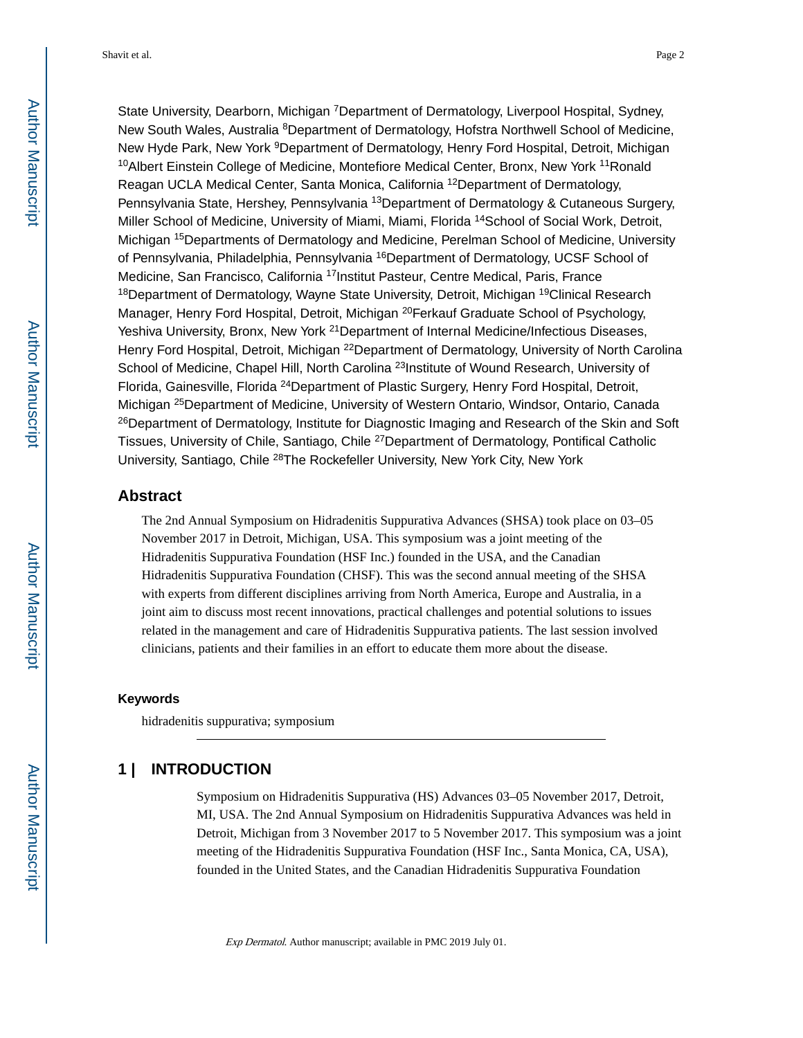State University, Dearborn, Michigan [7]Department of Dermatology, Liverpool Hospital, Sydney, New South Wales, Australia [8]Department of Dermatology, Hofstra Northwell School of Medicine, New Hyde Park, New York [9]Department of Dermatology, Henry Ford Hospital, Detroit, Michigan [10]Albert Einstein College of Medicine, Montefiore Medical Center, Bronx, New York [11]Ronald Reagan UCLA Medical Center, Santa Monica, California [12]Department of Dermatology, Pennsylvania State, Hershey, Pennsylvania [13]Department of Dermatology & Cutaneous Surgery, Miller School of Medicine, University of Miami, Miami, Florida [14]School of Social Work, Detroit, Michigan [15]Departments of Dermatology and Medicine, Perelman School of Medicine, University of Pennsylvania, Philadelphia, Pennsylvania [16]Department of Dermatology, UCSF School of Medicine, San Francisco, California [17]Institut Pasteur, Centre Medical, Paris, France [18]Department of Dermatology, Wayne State University, Detroit, Michigan [19]Clinical Research Manager, Henry Ford Hospital, Detroit, Michigan [20]Ferkauf Graduate School of Psychology, Yeshiva University, Bronx, New York [21]Department of Internal Medicine/Infectious Diseases, Henry Ford Hospital, Detroit, Michigan [22]Department of Dermatology, University of North Carolina School of Medicine, Chapel Hill, North Carolina [23]Institute of Wound Research, University of Florida, Gainesville, Florida [24]Department of Plastic Surgery, Henry Ford Hospital, Detroit, Michigan [25]Department of Medicine, University of Western Ontario, Windsor, Ontario, Canada [26]Department of Dermatology, Institute for Diagnostic Imaging and Research of the Skin and Soft Tissues, University of Chile, Santiago, Chile [27]Department of Dermatology, Pontifical Catholic University, Santiago, Chile [28]The Rockefeller University, New York City, New York

## Abstract

The 2nd Annual Symposium on Hidradenitis Suppurativa Advances (SHSA) took place on 03–05 November 2017 in Detroit, Michigan, USA. This symposium was a joint meeting of the Hidradenitis Suppurativa Foundation (HSF Inc.) founded in the USA, and the Canadian Hidradenitis Suppurativa Foundation (CHSF). This was the second annual meeting of the SHSA with experts from different disciplines arriving from North America, Europe and Australia, in a joint aim to discuss most recent innovations, practical challenges and potential solutions to issues related in the management and care of Hidradenitis Suppurativa patients. The last session involved clinicians, patients and their families in an effort to educate them more about the disease.

### Keywords

hidradenitis suppurativa; symposium

## 1 | INTRODUCTION

Symposium on Hidradenitis Suppurativa (HS) Advances 03–05 November 2017, Detroit, MI, USA. The 2nd Annual Symposium on Hidradenitis Suppurativa Advances was held in Detroit, Michigan from 3 November 2017 to 5 November 2017. This symposium was a joint meeting of the Hidradenitis Suppurativa Foundation (HSF Inc., Santa Monica, CA, USA), founded in the United States, and the Canadian Hidradenitis Suppurativa Foundation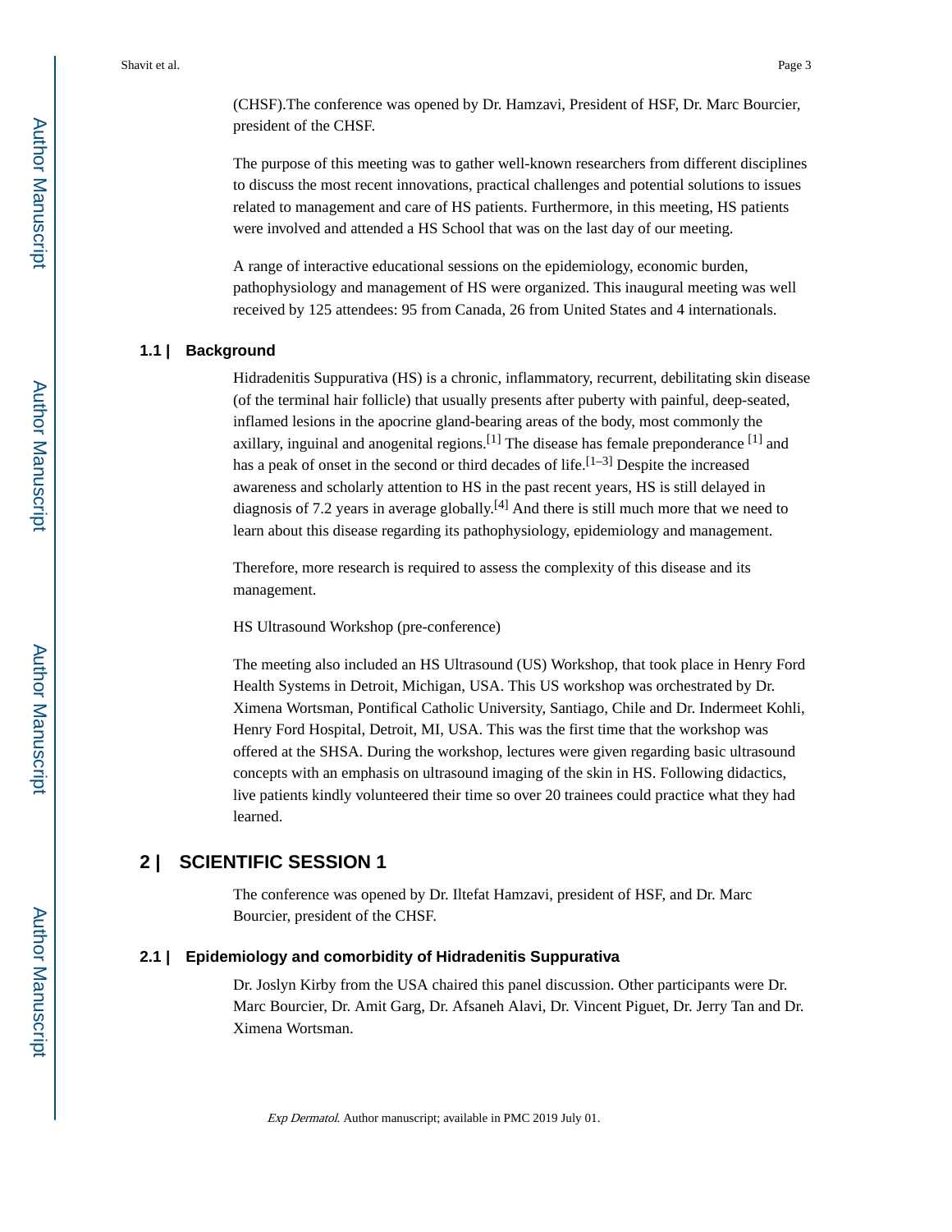(CHSF).The conference was opened by Dr. Hamzavi, President of HSF, Dr. Marc Bourcier, president of the CHSF.

The purpose of this meeting was to gather well-known researchers from different disciplines to discuss the most recent innovations, practical challenges and potential solutions to issues related to management and care of HS patients. Furthermore, in this meeting, HS patients were involved and attended a HS School that was on the last day of our meeting.

A range of interactive educational sessions on the epidemiology, economic burden, pathophysiology and management of HS were organized. This inaugural meeting was well received by 125 attendees: 95 from Canada, 26 from United States and 4 internationals.

### 1.1 | Background

Hidradenitis Suppurativa (HS) is a chronic, inflammatory, recurrent, debilitating skin disease (of the terminal hair follicle) that usually presents after puberty with painful, deep-seated, inflamed lesions in the apocrine gland-bearing areas of the body, most commonly the axillary, inguinal and anogenital regions.[1] The disease has female preponderance [1] and has a peak of onset in the second or third decades of life.[1–3] Despite the increased awareness and scholarly attention to HS in the past recent years, HS is still delayed in diagnosis of 7.2 years in average globally.[4] And there is still much more that we need to learn about this disease regarding its pathophysiology, epidemiology and management.

Therefore, more research is required to assess the complexity of this disease and its management.

HS Ultrasound Workshop (pre-conference)

The meeting also included an HS Ultrasound (US) Workshop, that took place in Henry Ford Health Systems in Detroit, Michigan, USA. This US workshop was orchestrated by Dr. Ximena Wortsman, Pontifical Catholic University, Santiago, Chile and Dr. Indermeet Kohli, Henry Ford Hospital, Detroit, MI, USA. This was the first time that the workshop was offered at the SHSA. During the workshop, lectures were given regarding basic ultrasound concepts with an emphasis on ultrasound imaging of the skin in HS. Following didactics, live patients kindly volunteered their time so over 20 trainees could practice what they had learned.

## 2 | SCIENTIFIC SESSION 1

The conference was opened by Dr. Iltefat Hamzavi, president of HSF, and Dr. Marc Bourcier, president of the CHSF.

### 2.1 | Epidemiology and comorbidity of Hidradenitis Suppurativa

Dr. Joslyn Kirby from the USA chaired this panel discussion. Other participants were Dr. Marc Bourcier, Dr. Amit Garg, Dr. Afsaneh Alavi, Dr. Vincent Piguet, Dr. Jerry Tan and Dr. Ximena Wortsman.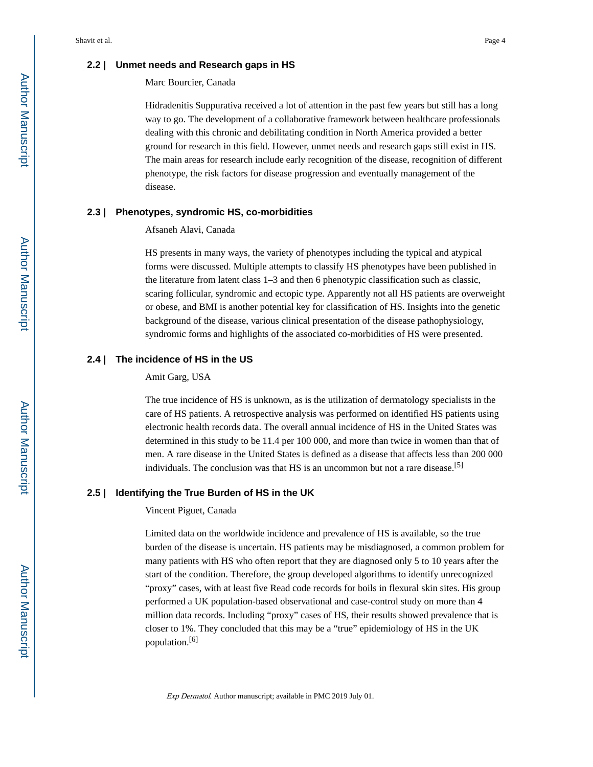### 2.2 | Unmet needs and Research gaps in HS

Marc Bourcier, Canada

Hidradenitis Suppurativa received a lot of attention in the past few years but still has a long way to go. The development of a collaborative framework between healthcare professionals dealing with this chronic and debilitating condition in North America provided a better ground for research in this field. However, unmet needs and research gaps still exist in HS. The main areas for research include early recognition of the disease, recognition of different phenotype, the risk factors for disease progression and eventually management of the disease.

### 2.3 | Phenotypes, syndromic HS, co-morbidities

Afsaneh Alavi, Canada

HS presents in many ways, the variety of phenotypes including the typical and atypical forms were discussed. Multiple attempts to classify HS phenotypes have been published in the literature from latent class 1–3 and then 6 phenotypic classification such as classic, scaring follicular, syndromic and ectopic type. Apparently not all HS patients are overweight or obese, and BMI is another potential key for classification of HS. Insights into the genetic background of the disease, various clinical presentation of the disease pathophysiology, syndromic forms and highlights of the associated co-morbidities of HS were presented.

### 2.4 | The incidence of HS in the US

Amit Garg, USA

The true incidence of HS is unknown, as is the utilization of dermatology specialists in the care of HS patients. A retrospective analysis was performed on identified HS patients using electronic health records data. The overall annual incidence of HS in the United States was determined in this study to be 11.4 per 100 000, and more than twice in women than that of men. A rare disease in the United States is defined as a disease that affects less than 200 000 individuals. The conclusion was that HS is an uncommon but not a rare disease.[5]

### 2.5 | Identifying the True Burden of HS in the UK

Vincent Piguet, Canada

Limited data on the worldwide incidence and prevalence of HS is available, so the true burden of the disease is uncertain. HS patients may be misdiagnosed, a common problem for many patients with HS who often report that they are diagnosed only 5 to 10 years after the start of the condition. Therefore, the group developed algorithms to identify unrecognized "proxy" cases, with at least five Read code records for boils in flexural skin sites. His group performed a UK population-based observational and case-control study on more than 4 million data records. Including "proxy" cases of HS, their results showed prevalence that is closer to 1%. They concluded that this may be a "true" epidemiology of HS in the UK population.[6]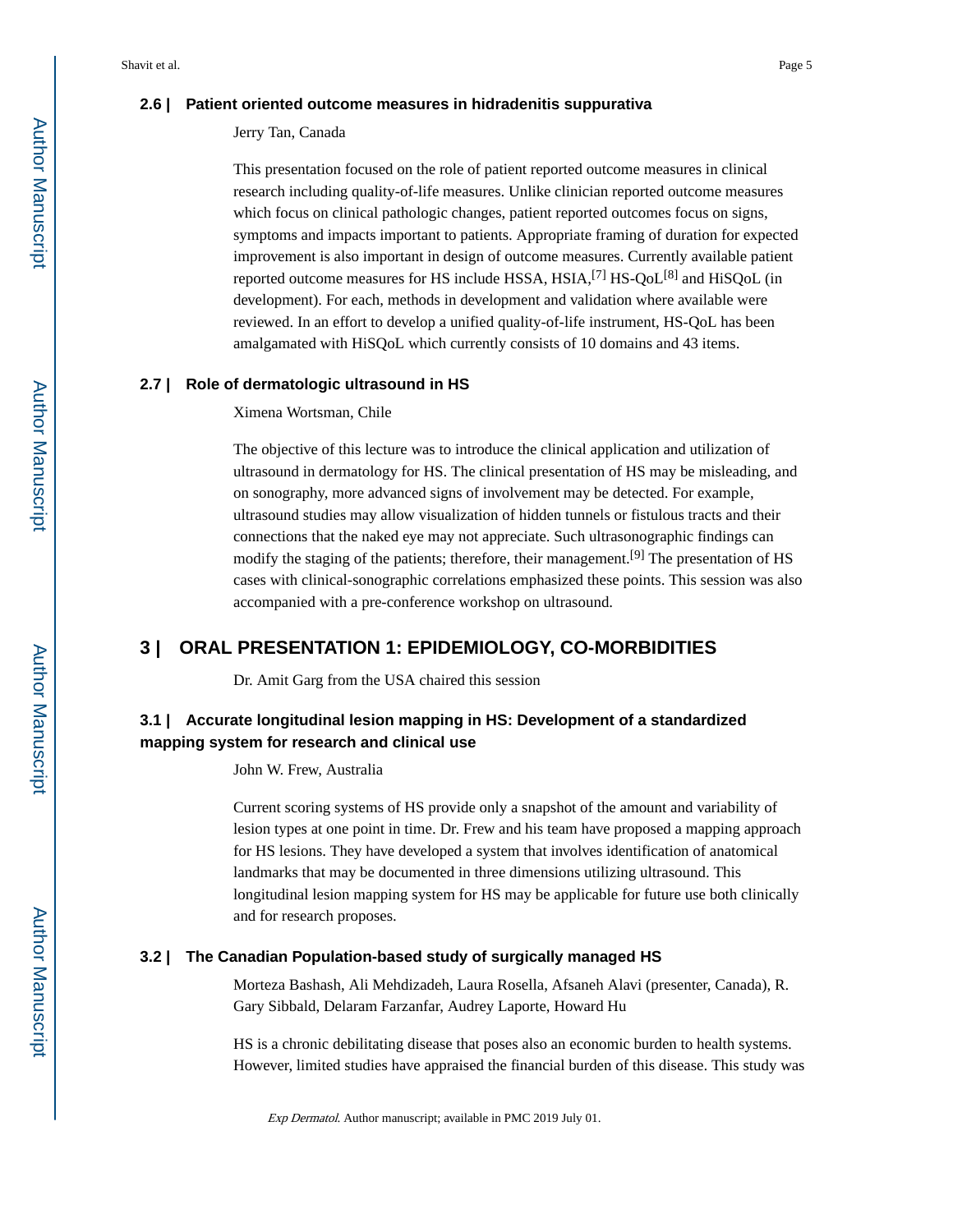### 2.6 | Patient oriented outcome measures in hidradenitis suppurativa

Jerry Tan, Canada

This presentation focused on the role of patient reported outcome measures in clinical research including quality-of-life measures. Unlike clinician reported outcome measures which focus on clinical pathologic changes, patient reported outcomes focus on signs, symptoms and impacts important to patients. Appropriate framing of duration for expected improvement is also important in design of outcome measures. Currently available patient reported outcome measures for HS include HSSA, HSIA,[7] HS-QoL[8] and HiSQoL (in development). For each, methods in development and validation where available were reviewed. In an effort to develop a unified quality-of-life instrument, HS-QoL has been amalgamated with HiSQoL which currently consists of 10 domains and 43 items.

### 2.7 | Role of dermatologic ultrasound in HS

Ximena Wortsman, Chile

The objective of this lecture was to introduce the clinical application and utilization of ultrasound in dermatology for HS. The clinical presentation of HS may be misleading, and on sonography, more advanced signs of involvement may be detected. For example, ultrasound studies may allow visualization of hidden tunnels or fistulous tracts and their connections that the naked eye may not appreciate. Such ultrasonographic findings can modify the staging of the patients; therefore, their management.[9] The presentation of HS cases with clinical-sonographic correlations emphasized these points. This session was also accompanied with a pre-conference workshop on ultrasound.

## 3 | ORAL PRESENTATION 1: EPIDEMIOLOGY, CO-MORBIDITIES

Dr. Amit Garg from the USA chaired this session

### 3.1 | Accurate longitudinal lesion mapping in HS: Development of a standardized mapping system for research and clinical use

John W. Frew, Australia

Current scoring systems of HS provide only a snapshot of the amount and variability of lesion types at one point in time. Dr. Frew and his team have proposed a mapping approach for HS lesions. They have developed a system that involves identification of anatomical landmarks that may be documented in three dimensions utilizing ultrasound. This longitudinal lesion mapping system for HS may be applicable for future use both clinically and for research proposes.

### 3.2 | The Canadian Population-based study of surgically managed HS

Morteza Bashash, Ali Mehdizadeh, Laura Rosella, Afsaneh Alavi (presenter, Canada), R. Gary Sibbald, Delaram Farzanfar, Audrey Laporte, Howard Hu

HS is a chronic debilitating disease that poses also an economic burden to health systems. However, limited studies have appraised the financial burden of this disease. This study was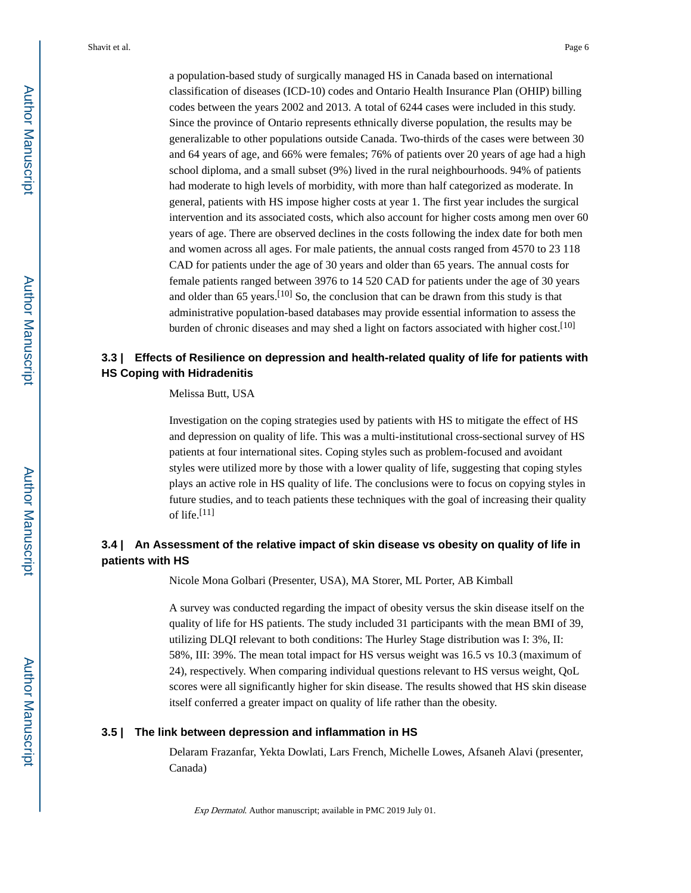a population-based study of surgically managed HS in Canada based on international classification of diseases (ICD-10) codes and Ontario Health Insurance Plan (OHIP) billing codes between the years 2002 and 2013. A total of 6244 cases were included in this study. Since the province of Ontario represents ethnically diverse population, the results may be generalizable to other populations outside Canada. Two-thirds of the cases were between 30 and 64 years of age, and 66% were females; 76% of patients over 20 years of age had a high school diploma, and a small subset (9%) lived in the rural neighbourhoods. 94% of patients had moderate to high levels of morbidity, with more than half categorized as moderate. In general, patients with HS impose higher costs at year 1. The first year includes the surgical intervention and its associated costs, which also account for higher costs among men over 60 years of age. There are observed declines in the costs following the index date for both men and women across all ages. For male patients, the annual costs ranged from 4570 to 23 118 CAD for patients under the age of 30 years and older than 65 years. The annual costs for female patients ranged between 3976 to 14 520 CAD for patients under the age of 30 years and older than 65 years.[10] So, the conclusion that can be drawn from this study is that administrative population-based databases may provide essential information to assess the burden of chronic diseases and may shed a light on factors associated with higher cost.[10]

### 3.3 | Effects of Resilience on depression and health-related quality of life for patients with HS Coping with Hidradenitis

Melissa Butt, USA

Investigation on the coping strategies used by patients with HS to mitigate the effect of HS and depression on quality of life. This was a multi-institutional cross-sectional survey of HS patients at four international sites. Coping styles such as problem-focused and avoidant styles were utilized more by those with a lower quality of life, suggesting that coping styles plays an active role in HS quality of life. The conclusions were to focus on copying styles in future studies, and to teach patients these techniques with the goal of increasing their quality of life.[11]

### 3.4 | An Assessment of the relative impact of skin disease vs obesity on quality of life in patients with HS

Nicole Mona Golbari (Presenter, USA), MA Storer, ML Porter, AB Kimball

A survey was conducted regarding the impact of obesity versus the skin disease itself on the quality of life for HS patients. The study included 31 participants with the mean BMI of 39, utilizing DLQI relevant to both conditions: The Hurley Stage distribution was I: 3%, II: 58%, III: 39%. The mean total impact for HS versus weight was 16.5 vs 10.3 (maximum of 24), respectively. When comparing individual questions relevant to HS versus weight, QoL scores were all significantly higher for skin disease. The results showed that HS skin disease itself conferred a greater impact on quality of life rather than the obesity.

### 3.5 | The link between depression and inflammation in HS

Delaram Frazanfar, Yekta Dowlati, Lars French, Michelle Lowes, Afsaneh Alavi (presenter, Canada)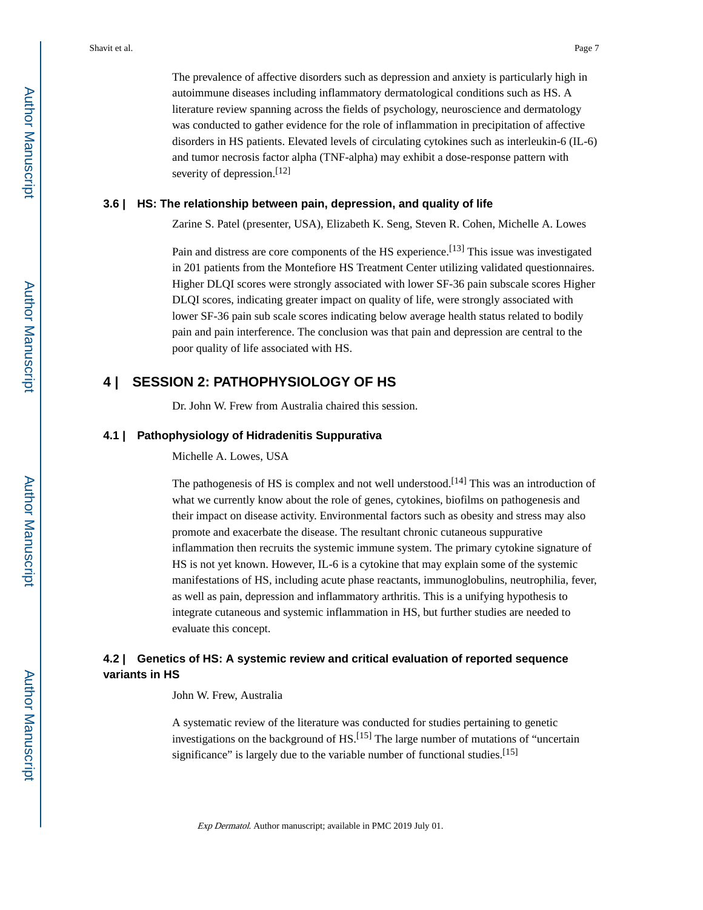The prevalence of affective disorders such as depression and anxiety is particularly high in autoimmune diseases including inflammatory dermatological conditions such as HS. A literature review spanning across the fields of psychology, neuroscience and dermatology was conducted to gather evidence for the role of inflammation in precipitation of affective disorders in HS patients. Elevated levels of circulating cytokines such as interleukin-6 (IL-6) and tumor necrosis factor alpha (TNF-alpha) may exhibit a dose-response pattern with severity of depression.[12]

### 3.6 | HS: The relationship between pain, depression, and quality of life

Zarine S. Patel (presenter, USA), Elizabeth K. Seng, Steven R. Cohen, Michelle A. Lowes

Pain and distress are core components of the HS experience.[13] This issue was investigated in 201 patients from the Montefiore HS Treatment Center utilizing validated questionnaires. Higher DLQI scores were strongly associated with lower SF-36 pain subscale scores Higher DLQI scores, indicating greater impact on quality of life, were strongly associated with lower SF-36 pain sub scale scores indicating below average health status related to bodily pain and pain interference. The conclusion was that pain and depression are central to the poor quality of life associated with HS.

## 4 | SESSION 2: PATHOPHYSIOLOGY OF HS

Dr. John W. Frew from Australia chaired this session.

### 4.1 | Pathophysiology of Hidradenitis Suppurativa

Michelle A. Lowes, USA

The pathogenesis of HS is complex and not well understood.[14] This was an introduction of what we currently know about the role of genes, cytokines, biofilms on pathogenesis and their impact on disease activity. Environmental factors such as obesity and stress may also promote and exacerbate the disease. The resultant chronic cutaneous suppurative inflammation then recruits the systemic immune system. The primary cytokine signature of HS is not yet known. However, IL-6 is a cytokine that may explain some of the systemic manifestations of HS, including acute phase reactants, immunoglobulins, neutrophilia, fever, as well as pain, depression and inflammatory arthritis. This is a unifying hypothesis to integrate cutaneous and systemic inflammation in HS, but further studies are needed to evaluate this concept.

### 4.2 | Genetics of HS: A systemic review and critical evaluation of reported sequence variants in HS

John W. Frew, Australia

A systematic review of the literature was conducted for studies pertaining to genetic investigations on the background of HS.[15] The large number of mutations of "uncertain significance" is largely due to the variable number of functional studies.[15]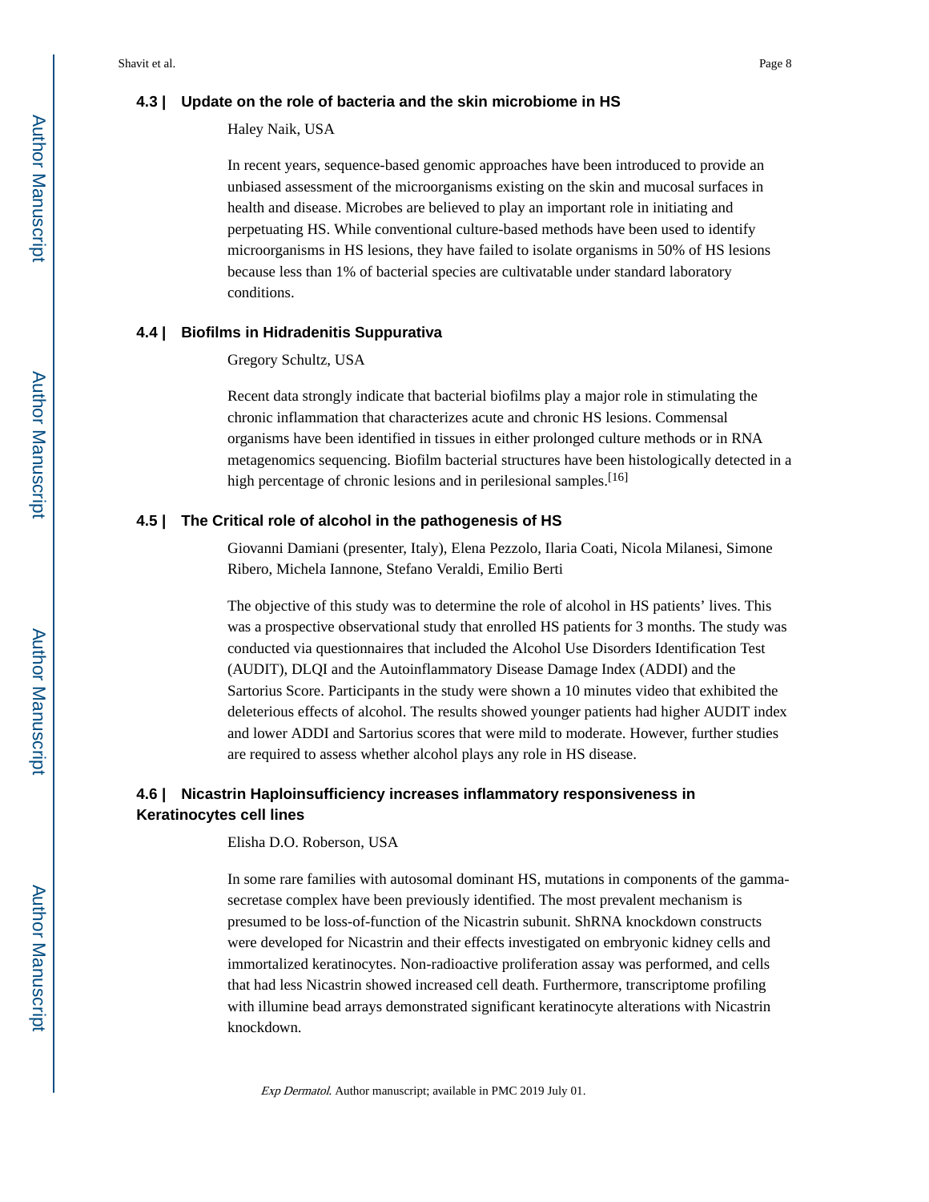### 4.3 | Update on the role of bacteria and the skin microbiome in HS

Haley Naik, USA

In recent years, sequence-based genomic approaches have been introduced to provide an unbiased assessment of the microorganisms existing on the skin and mucosal surfaces in health and disease. Microbes are believed to play an important role in initiating and perpetuating HS. While conventional culture-based methods have been used to identify microorganisms in HS lesions, they have failed to isolate organisms in 50% of HS lesions because less than 1% of bacterial species are cultivatable under standard laboratory conditions.

### 4.4 | Biofilms in Hidradenitis Suppurativa

Gregory Schultz, USA

Recent data strongly indicate that bacterial biofilms play a major role in stimulating the chronic inflammation that characterizes acute and chronic HS lesions. Commensal organisms have been identified in tissues in either prolonged culture methods or in RNA metagenomics sequencing. Biofilm bacterial structures have been histologically detected in a high percentage of chronic lesions and in perilesional samples.[16]

### 4.5 | The Critical role of alcohol in the pathogenesis of HS

Giovanni Damiani (presenter, Italy), Elena Pezzolo, Ilaria Coati, Nicola Milanesi, Simone Ribero, Michela Iannone, Stefano Veraldi, Emilio Berti

The objective of this study was to determine the role of alcohol in HS patients' lives. This was a prospective observational study that enrolled HS patients for 3 months. The study was conducted via questionnaires that included the Alcohol Use Disorders Identification Test (AUDIT), DLQI and the Autoinflammatory Disease Damage Index (ADDI) and the Sartorius Score. Participants in the study were shown a 10 minutes video that exhibited the deleterious effects of alcohol. The results showed younger patients had higher AUDIT index and lower ADDI and Sartorius scores that were mild to moderate. However, further studies are required to assess whether alcohol plays any role in HS disease.

### 4.6 | Nicastrin Haploinsufficiency increases inflammatory responsiveness in Keratinocytes cell lines

Elisha D.O. Roberson, USA

In some rare families with autosomal dominant HS, mutations in components of the gamma-secretase complex have been previously identified. The most prevalent mechanism is presumed to be loss-of-function of the Nicastrin subunit. ShRNA knockdown constructs were developed for Nicastrin and their effects investigated on embryonic kidney cells and immortalized keratinocytes. Non-radioactive proliferation assay was performed, and cells that had less Nicastrin showed increased cell death. Furthermore, transcriptome profiling with illumine bead arrays demonstrated significant keratinocyte alterations with Nicastrin knockdown.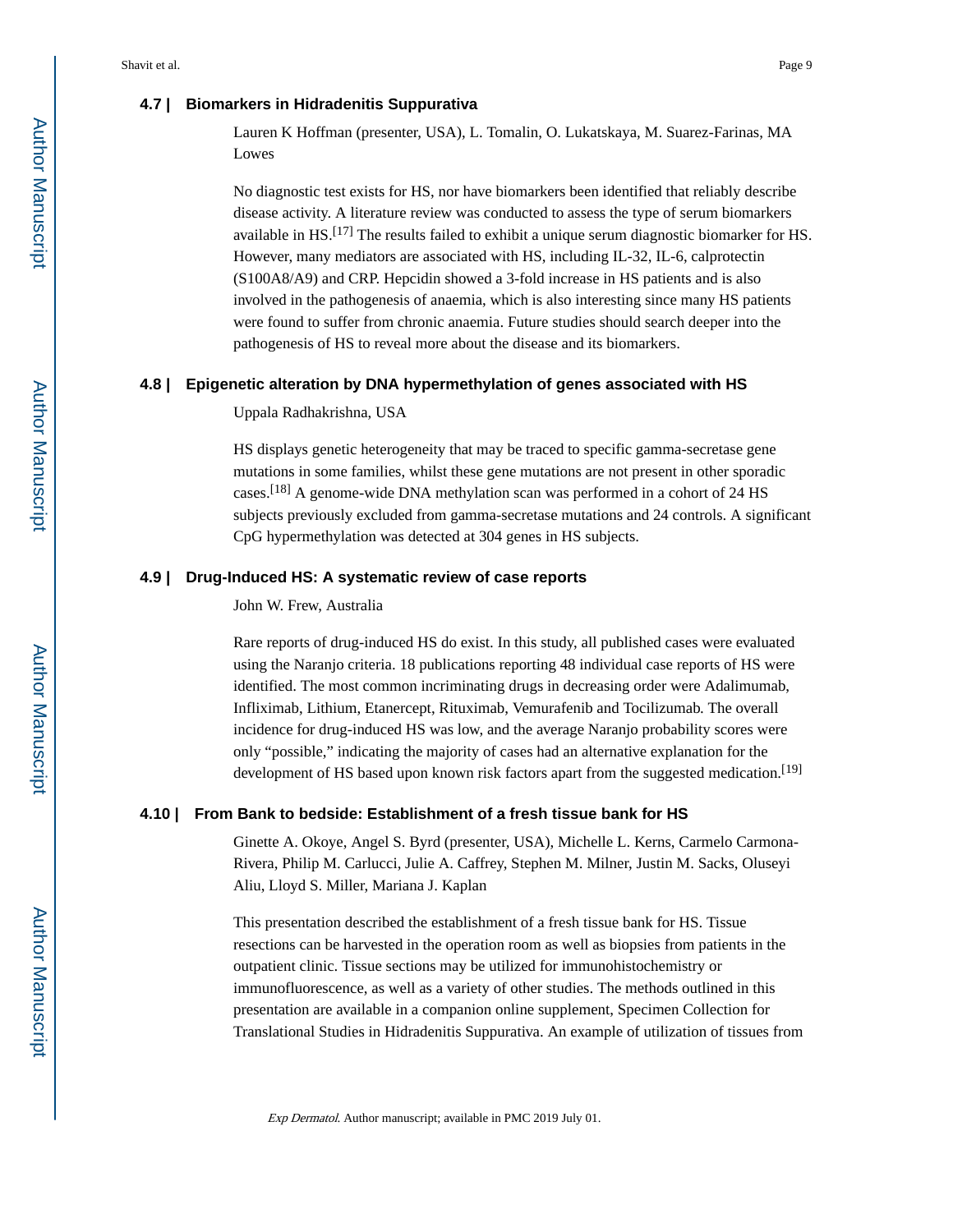### 4.7 | Biomarkers in Hidradenitis Suppurativa

Lauren K Hoffman (presenter, USA), L. Tomalin, O. Lukatskaya, M. Suarez-Farinas, MA Lowes

No diagnostic test exists for HS, nor have biomarkers been identified that reliably describe disease activity. A literature review was conducted to assess the type of serum biomarkers available in HS.[17] The results failed to exhibit a unique serum diagnostic biomarker for HS. However, many mediators are associated with HS, including IL-32, IL-6, calprotectin (S100A8/A9) and CRP. Hepcidin showed a 3-fold increase in HS patients and is also involved in the pathogenesis of anaemia, which is also interesting since many HS patients were found to suffer from chronic anaemia. Future studies should search deeper into the pathogenesis of HS to reveal more about the disease and its biomarkers.

### 4.8 | Epigenetic alteration by DNA hypermethylation of genes associated with HS

Uppala Radhakrishna, USA

HS displays genetic heterogeneity that may be traced to specific gamma-secretase gene mutations in some families, whilst these gene mutations are not present in other sporadic cases.[18] A genome-wide DNA methylation scan was performed in a cohort of 24 HS subjects previously excluded from gamma-secretase mutations and 24 controls. A significant CpG hypermethylation was detected at 304 genes in HS subjects.

### 4.9 | Drug-Induced HS: A systematic review of case reports

John W. Frew, Australia

Rare reports of drug-induced HS do exist. In this study, all published cases were evaluated using the Naranjo criteria. 18 publications reporting 48 individual case reports of HS were identified. The most common incriminating drugs in decreasing order were Adalimumab, Infliximab, Lithium, Etanercept, Rituximab, Vemurafenib and Tocilizumab. The overall incidence for drug-induced HS was low, and the average Naranjo probability scores were only "possible," indicating the majority of cases had an alternative explanation for the development of HS based upon known risk factors apart from the suggested medication.[19]

### 4.10 | From Bank to bedside: Establishment of a fresh tissue bank for HS

Ginette A. Okoye, Angel S. Byrd (presenter, USA), Michelle L. Kerns, Carmelo Carmona-Rivera, Philip M. Carlucci, Julie A. Caffrey, Stephen M. Milner, Justin M. Sacks, Oluseyi Aliu, Lloyd S. Miller, Mariana J. Kaplan

This presentation described the establishment of a fresh tissue bank for HS. Tissue resections can be harvested in the operation room as well as biopsies from patients in the outpatient clinic. Tissue sections may be utilized for immunohistochemistry or immunofluorescence, as well as a variety of other studies. The methods outlined in this presentation are available in a companion online supplement, Specimen Collection for Translational Studies in Hidradenitis Suppurativa. An example of utilization of tissues from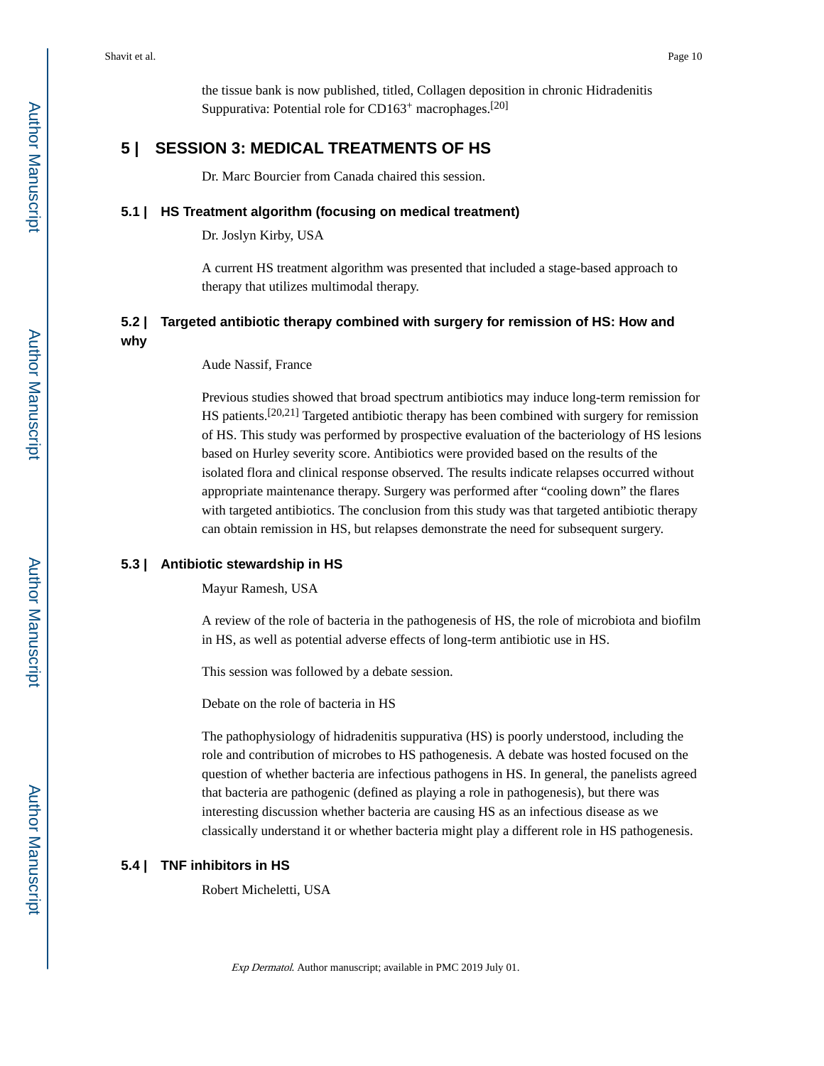the tissue bank is now published, titled, Collagen deposition in chronic Hidradenitis Suppurativa: Potential role for $CD163^+$ macrophages.[20]

## 5 | SESSION 3: MEDICAL TREATMENTS OF HS

Dr. Marc Bourcier from Canada chaired this session.

### 5.1 | HS Treatment algorithm (focusing on medical treatment)

Dr. Joslyn Kirby, USA

A current HS treatment algorithm was presented that included a stage-based approach to therapy that utilizes multimodal therapy.

### 5.2 | Targeted antibiotic therapy combined with surgery for remission of HS: How and why

Aude Nassif, France

Previous studies showed that broad spectrum antibiotics may induce long-term remission for HS patients.[20,21] Targeted antibiotic therapy has been combined with surgery for remission of HS. This study was performed by prospective evaluation of the bacteriology of HS lesions based on Hurley severity score. Antibiotics were provided based on the results of the isolated flora and clinical response observed. The results indicate relapses occurred without appropriate maintenance therapy. Surgery was performed after "cooling down" the flares with targeted antibiotics. The conclusion from this study was that targeted antibiotic therapy can obtain remission in HS, but relapses demonstrate the need for subsequent surgery.

### 5.3 | Antibiotic stewardship in HS

Mayur Ramesh, USA

A review of the role of bacteria in the pathogenesis of HS, the role of microbiota and biofilm in HS, as well as potential adverse effects of long-term antibiotic use in HS.

This session was followed by a debate session.

Debate on the role of bacteria in HS

The pathophysiology of hidradenitis suppurativa (HS) is poorly understood, including the role and contribution of microbes to HS pathogenesis. A debate was hosted focused on the question of whether bacteria are infectious pathogens in HS. In general, the panelists agreed that bacteria are pathogenic (defined as playing a role in pathogenesis), but there was interesting discussion whether bacteria are causing HS as an infectious disease as we classically understand it or whether bacteria might play a different role in HS pathogenesis.

### 5.4 | TNF inhibitors in HS

Robert Micheletti, USA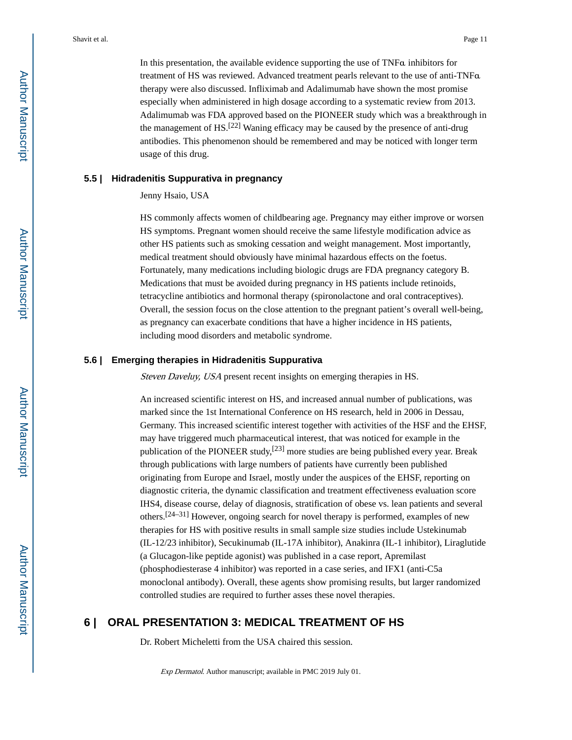In this presentation, the available evidence supporting the use of TNFα inhibitors for treatment of HS was reviewed. Advanced treatment pearls relevant to the use of anti-TNFα therapy were also discussed. Infliximab and Adalimumab have shown the most promise especially when administered in high dosage according to a systematic review from 2013. Adalimumab was FDA approved based on the PIONEER study which was a breakthrough in the management of HS.[22] Waning efficacy may be caused by the presence of anti-drug antibodies. This phenomenon should be remembered and may be noticed with longer term usage of this drug.

### 5.5 | Hidradenitis Suppurativa in pregnancy

Jenny Hsaio, USA

HS commonly affects women of childbearing age. Pregnancy may either improve or worsen HS symptoms. Pregnant women should receive the same lifestyle modification advice as other HS patients such as smoking cessation and weight management. Most importantly, medical treatment should obviously have minimal hazardous effects on the foetus. Fortunately, many medications including biologic drugs are FDA pregnancy category B. Medications that must be avoided during pregnancy in HS patients include retinoids, tetracycline antibiotics and hormonal therapy (spironolactone and oral contraceptives). Overall, the session focus on the close attention to the pregnant patient's overall well-being, as pregnancy can exacerbate conditions that have a higher incidence in HS patients, including mood disorders and metabolic syndrome.

### 5.6 | Emerging therapies in Hidradenitis Suppurativa

*Steven Daveluy, USA* present recent insights on emerging therapies in HS.

An increased scientific interest on HS, and increased annual number of publications, was marked since the 1st International Conference on HS research, held in 2006 in Dessau, Germany. This increased scientific interest together with activities of the HSF and the EHSF, may have triggered much pharmaceutical interest, that was noticed for example in the publication of the PIONEER study,[23] more studies are being published every year. Break through publications with large numbers of patients have currently been published originating from Europe and Israel, mostly under the auspices of the EHSF, reporting on diagnostic criteria, the dynamic classification and treatment effectiveness evaluation score IHS4, disease course, delay of diagnosis, stratification of obese vs. lean patients and several others.[24–31] However, ongoing search for novel therapy is performed, examples of new therapies for HS with positive results in small sample size studies include Ustekinumab (IL-12/23 inhibitor), Secukinumab (IL-17A inhibitor), Anakinra (IL-1 inhibitor), Liraglutide (a Glucagon-like peptide agonist) was published in a case report, Apremilast (phosphodiesterase 4 inhibitor) was reported in a case series, and IFX1 (anti-C5a monoclonal antibody). Overall, these agents show promising results, but larger randomized controlled studies are required to further asses these novel therapies.

## 6 | ORAL PRESENTATION 3: MEDICAL TREATMENT OF HS

Dr. Robert Micheletti from the USA chaired this session.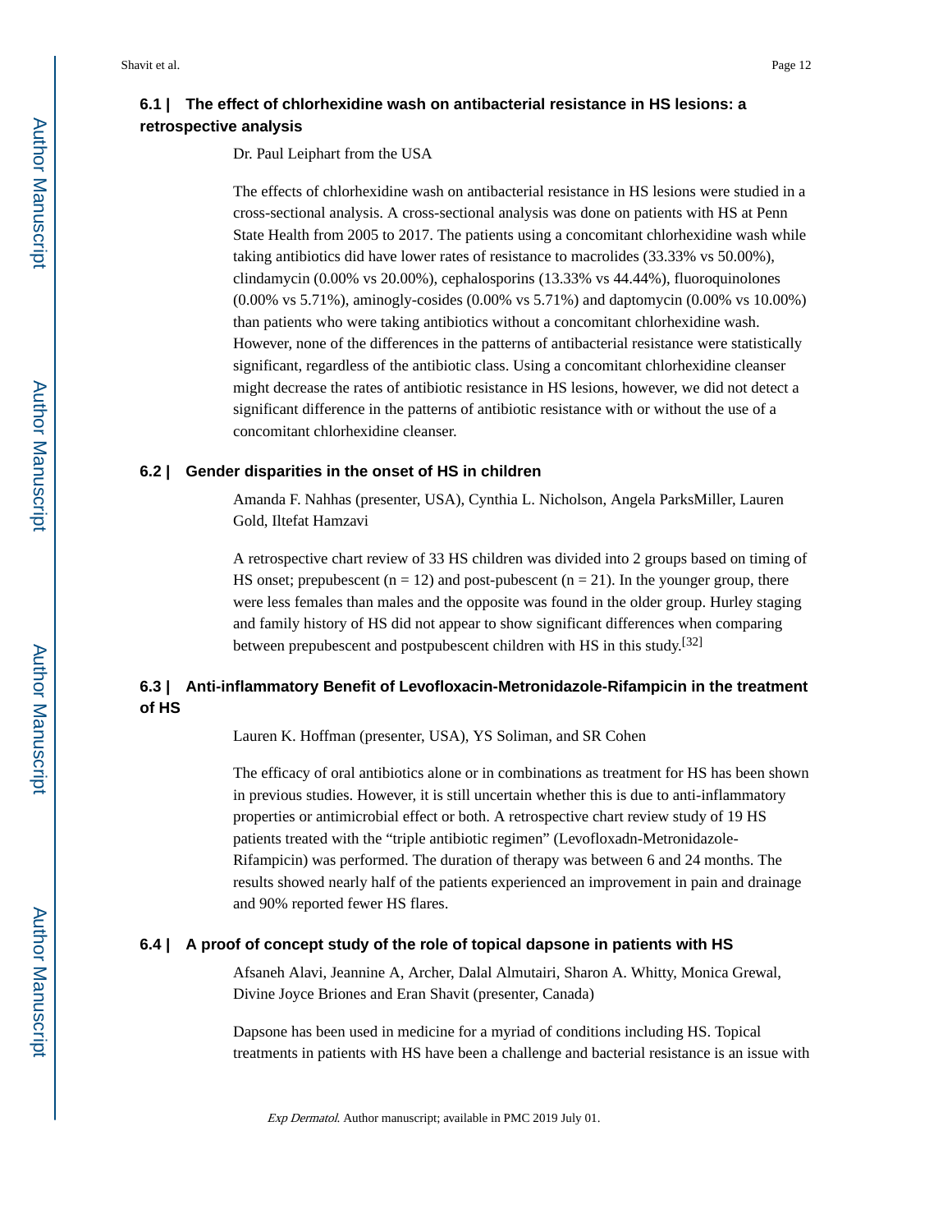### 6.1 | The effect of chlorhexidine wash on antibacterial resistance in HS lesions: a retrospective analysis

Dr. Paul Leiphart from the USA

The effects of chlorhexidine wash on antibacterial resistance in HS lesions were studied in a cross-sectional analysis. A cross-sectional analysis was done on patients with HS at Penn State Health from 2005 to 2017. The patients using a concomitant chlorhexidine wash while taking antibiotics did have lower rates of resistance to macrolides (33.33% vs 50.00%), clindamycin (0.00% vs 20.00%), cephalosporins (13.33% vs 44.44%), fluoroquinolones (0.00% vs 5.71%), aminogly-cosides (0.00% vs 5.71%) and daptomycin (0.00% vs 10.00%) than patients who were taking antibiotics without a concomitant chlorhexidine wash. However, none of the differences in the patterns of antibacterial resistance were statistically significant, regardless of the antibiotic class. Using a concomitant chlorhexidine cleanser might decrease the rates of antibiotic resistance in HS lesions, however, we did not detect a significant difference in the patterns of antibiotic resistance with or without the use of a concomitant chlorhexidine cleanser.

### 6.2 | Gender disparities in the onset of HS in children

Amanda F. Nahhas (presenter, USA), Cynthia L. Nicholson, Angela ParksMiller, Lauren Gold, Iltefat Hamzavi

A retrospective chart review of 33 HS children was divided into 2 groups based on timing of HS onset; prepubescent (n = 12) and post-pubescent (n = 21). In the younger group, there were less females than males and the opposite was found in the older group. Hurley staging and family history of HS did not appear to show significant differences when comparing between prepubescent and postpubescent children with HS in this study.[32]

### 6.3 | Anti-inflammatory Benefit of Levofloxacin-Metronidazole-Rifampicin in the treatment of HS

Lauren K. Hoffman (presenter, USA), YS Soliman, and SR Cohen

The efficacy of oral antibiotics alone or in combinations as treatment for HS has been shown in previous studies. However, it is still uncertain whether this is due to anti-inflammatory properties or antimicrobial effect or both. A retrospective chart review study of 19 HS patients treated with the "triple antibiotic regimen" (Levofloxadn-Metronidazole-Rifampicin) was performed. The duration of therapy was between 6 and 24 months. The results showed nearly half of the patients experienced an improvement in pain and drainage and 90% reported fewer HS flares.

### 6.4 | A proof of concept study of the role of topical dapsone in patients with HS

Afsaneh Alavi, Jeannine A, Archer, Dalal Almutairi, Sharon A. Whitty, Monica Grewal, Divine Joyce Briones and Eran Shavit (presenter, Canada)

Dapsone has been used in medicine for a myriad of conditions including HS. Topical treatments in patients with HS have been a challenge and bacterial resistance is an issue with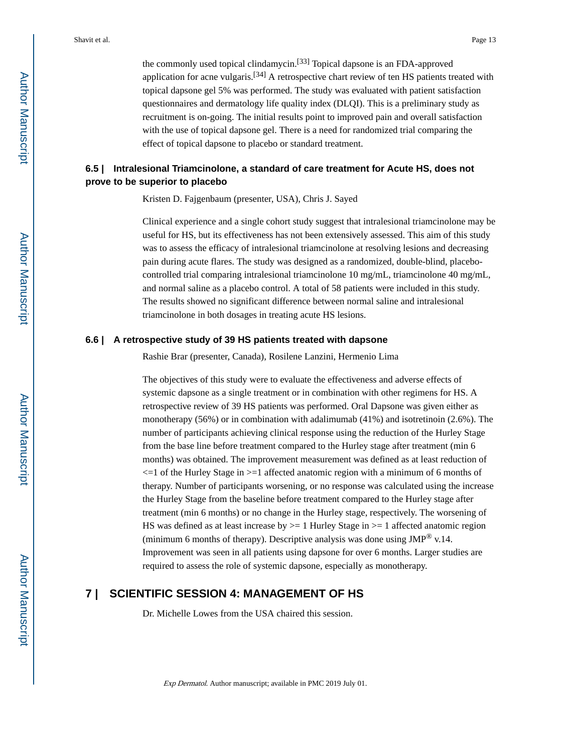the commonly used topical clindamycin.[33] Topical dapsone is an FDA-approved application for acne vulgaris.[34] A retrospective chart review of ten HS patients treated with topical dapsone gel 5% was performed. The study was evaluated with patient satisfaction questionnaires and dermatology life quality index (DLQI). This is a preliminary study as recruitment is on-going. The initial results point to improved pain and overall satisfaction with the use of topical dapsone gel. There is a need for randomized trial comparing the effect of topical dapsone to placebo or standard treatment.

### 6.5 | Intralesional Triamcinolone, a standard of care treatment for Acute HS, does not prove to be superior to placebo

Kristen D. Fajgenbaum (presenter, USA), Chris J. Sayed

Clinical experience and a single cohort study suggest that intralesional triamcinolone may be useful for HS, but its effectiveness has not been extensively assessed. This aim of this study was to assess the efficacy of intralesional triamcinolone at resolving lesions and decreasing pain during acute flares. The study was designed as a randomized, double-blind, placebo-controlled trial comparing intralesional triamcinolone 10 mg/mL, triamcinolone 40 mg/mL, and normal saline as a placebo control. A total of 58 patients were included in this study. The results showed no significant difference between normal saline and intralesional triamcinolone in both dosages in treating acute HS lesions.

### 6.6 | A retrospective study of 39 HS patients treated with dapsone

Rashie Brar (presenter, Canada), Rosilene Lanzini, Hermenio Lima

The objectives of this study were to evaluate the effectiveness and adverse effects of systemic dapsone as a single treatment or in combination with other regimens for HS. A retrospective review of 39 HS patients was performed. Oral Dapsone was given either as monotherapy (56%) or in combination with adalimumab (41%) and isotretinoin (2.6%). The number of participants achieving clinical response using the reduction of the Hurley Stage from the base line before treatment compared to the Hurley stage after treatment (min 6 months) was obtained. The improvement measurement was defined as at least reduction of <=1 of the Hurley Stage in >=1 affected anatomic region with a minimum of 6 months of therapy. Number of participants worsening, or no response was calculated using the increase the Hurley Stage from the baseline before treatment compared to the Hurley stage after treatment (min 6 months) or no change in the Hurley stage, respectively. The worsening of HS was defined as at least increase by >= 1 Hurley Stage in >= 1 affected anatomic region (minimum 6 months of therapy). Descriptive analysis was done using JMP® v.14. Improvement was seen in all patients using dapsone for over 6 months. Larger studies are required to assess the role of systemic dapsone, especially as monotherapy.

## 7 | SCIENTIFIC SESSION 4: MANAGEMENT OF HS

Dr. Michelle Lowes from the USA chaired this session.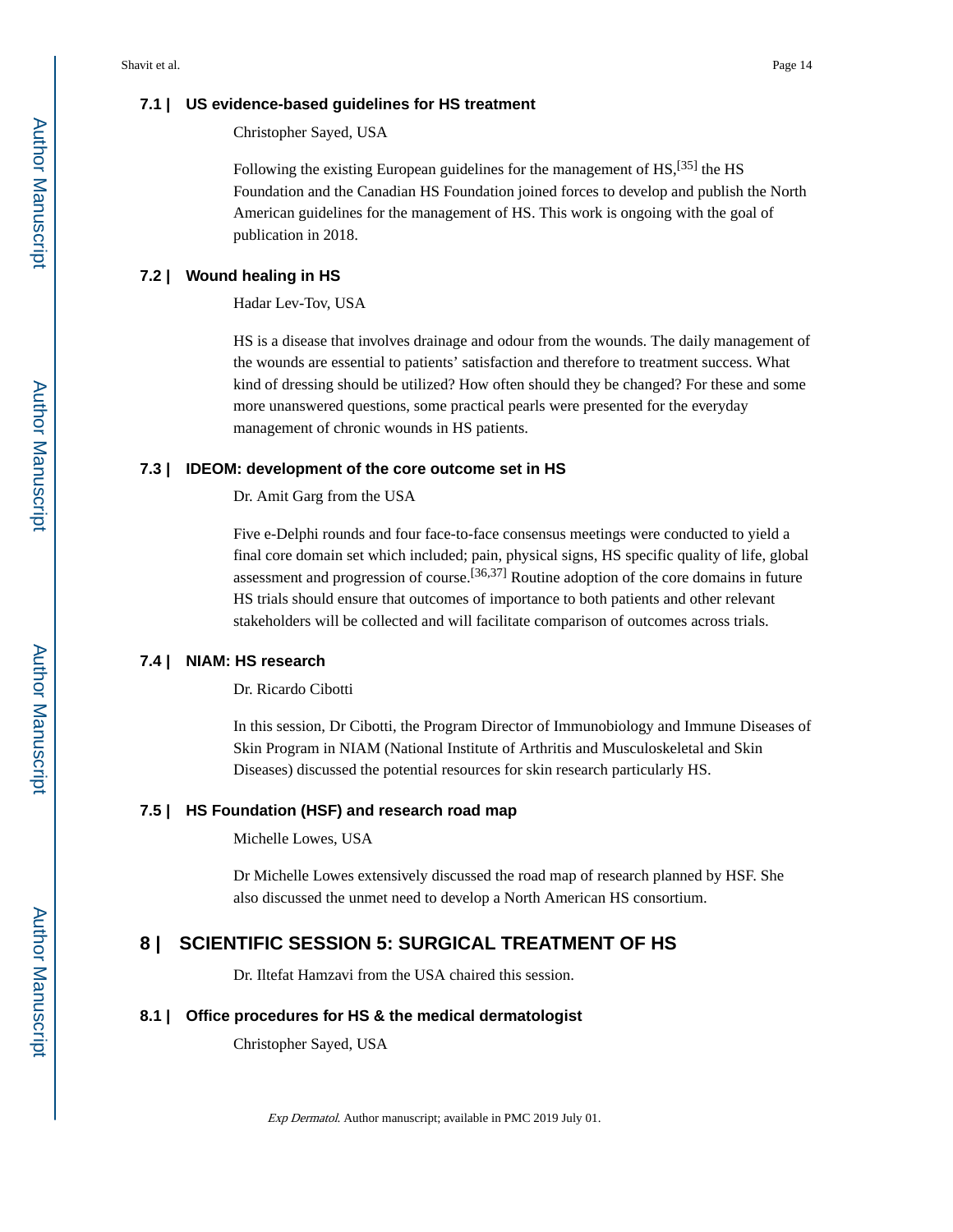### 7.1 | US evidence-based guidelines for HS treatment

Christopher Sayed, USA

Following the existing European guidelines for the management of HS,[35] the HS Foundation and the Canadian HS Foundation joined forces to develop and publish the North American guidelines for the management of HS. This work is ongoing with the goal of publication in 2018.

### 7.2 | Wound healing in HS

Hadar Lev-Tov, USA

HS is a disease that involves drainage and odour from the wounds. The daily management of the wounds are essential to patients' satisfaction and therefore to treatment success. What kind of dressing should be utilized? How often should they be changed? For these and some more unanswered questions, some practical pearls were presented for the everyday management of chronic wounds in HS patients.

### 7.3 | IDEOM: development of the core outcome set in HS

Dr. Amit Garg from the USA

Five e-Delphi rounds and four face-to-face consensus meetings were conducted to yield a final core domain set which included; pain, physical signs, HS specific quality of life, global assessment and progression of course.[36,37] Routine adoption of the core domains in future HS trials should ensure that outcomes of importance to both patients and other relevant stakeholders will be collected and will facilitate comparison of outcomes across trials.

### 7.4 | NIAM: HS research

Dr. Ricardo Cibotti

In this session, Dr Cibotti, the Program Director of Immunobiology and Immune Diseases of Skin Program in NIAM (National Institute of Arthritis and Musculoskeletal and Skin Diseases) discussed the potential resources for skin research particularly HS.

### 7.5 | HS Foundation (HSF) and research road map

Michelle Lowes, USA

Dr Michelle Lowes extensively discussed the road map of research planned by HSF. She also discussed the unmet need to develop a North American HS consortium.

## 8 | SCIENTIFIC SESSION 5: SURGICAL TREATMENT OF HS

Dr. Iltefat Hamzavi from the USA chaired this session.

### 8.1 | Office procedures for HS & the medical dermatologist

Christopher Sayed, USA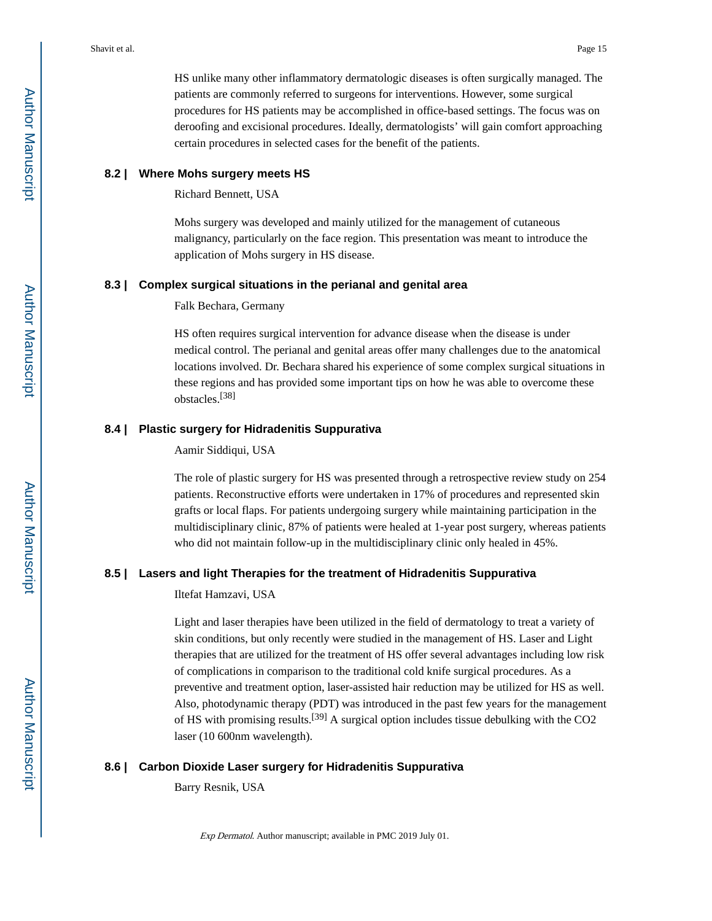HS unlike many other inflammatory dermatologic diseases is often surgically managed. The patients are commonly referred to surgeons for interventions. However, some surgical procedures for HS patients may be accomplished in office-based settings. The focus was on deroofing and excisional procedures. Ideally, dermatologists' will gain comfort approaching certain procedures in selected cases for the benefit of the patients.

### 8.2 | Where Mohs surgery meets HS

Richard Bennett, USA

Mohs surgery was developed and mainly utilized for the management of cutaneous malignancy, particularly on the face region. This presentation was meant to introduce the application of Mohs surgery in HS disease.

### 8.3 | Complex surgical situations in the perianal and genital area

Falk Bechara, Germany

HS often requires surgical intervention for advance disease when the disease is under medical control. The perianal and genital areas offer many challenges due to the anatomical locations involved. Dr. Bechara shared his experience of some complex surgical situations in these regions and has provided some important tips on how he was able to overcome these obstacles.[38]

### 8.4 | Plastic surgery for Hidradenitis Suppurativa

Aamir Siddiqui, USA

The role of plastic surgery for HS was presented through a retrospective review study on 254 patients. Reconstructive efforts were undertaken in 17% of procedures and represented skin grafts or local flaps. For patients undergoing surgery while maintaining participation in the multidisciplinary clinic, 87% of patients were healed at 1-year post surgery, whereas patients who did not maintain follow-up in the multidisciplinary clinic only healed in 45%.

### 8.5 | Lasers and light Therapies for the treatment of Hidradenitis Suppurativa

Iltefat Hamzavi, USA

Light and laser therapies have been utilized in the field of dermatology to treat a variety of skin conditions, but only recently were studied in the management of HS. Laser and Light therapies that are utilized for the treatment of HS offer several advantages including low risk of complications in comparison to the traditional cold knife surgical procedures. As a preventive and treatment option, laser-assisted hair reduction may be utilized for HS as well. Also, photodynamic therapy (PDT) was introduced in the past few years for the management of HS with promising results.[39] A surgical option includes tissue debulking with the $CO_2$ laser (10 600nm wavelength).

### 8.6 | Carbon Dioxide Laser surgery for Hidradenitis Suppurativa

Barry Resnik, USA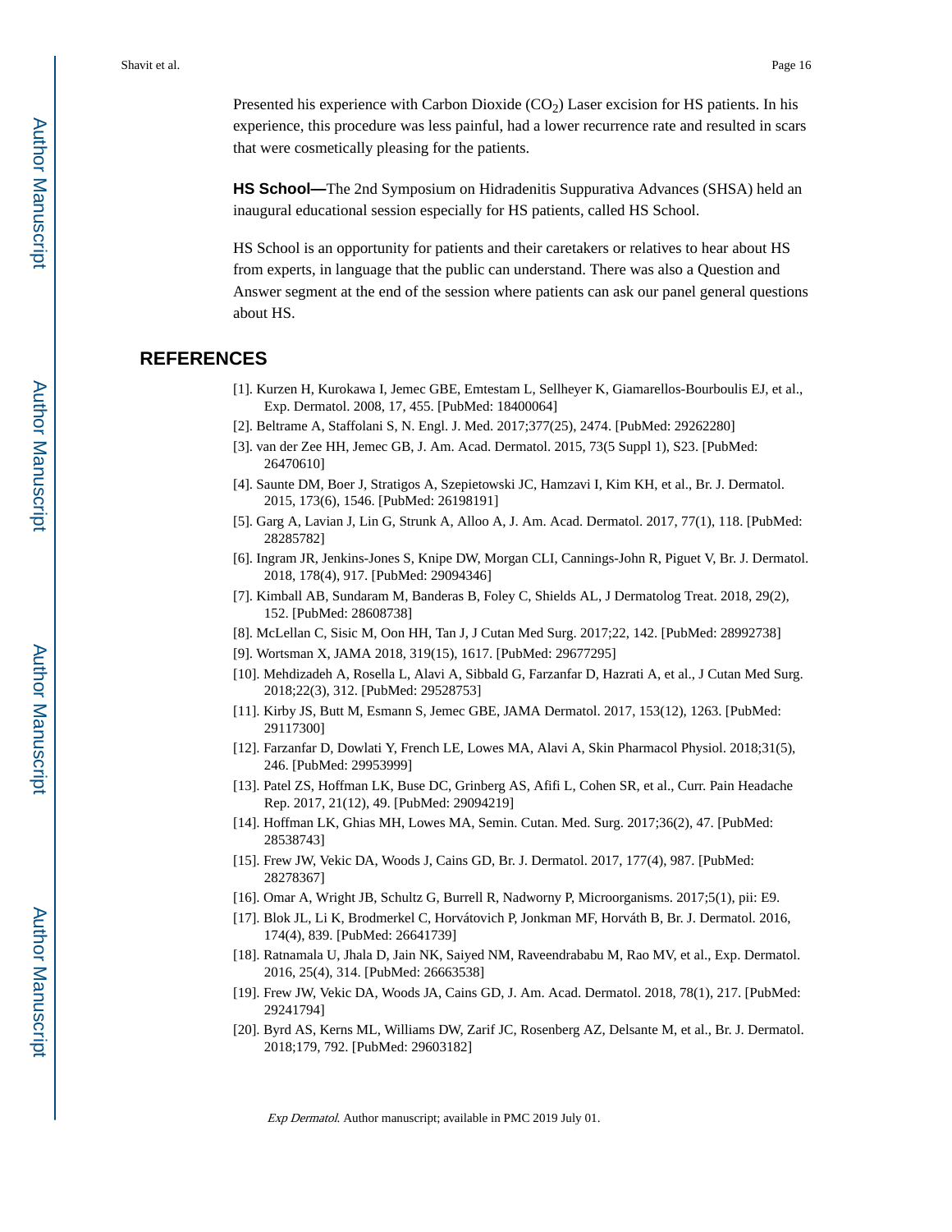Presented his experience with Carbon Dioxide ($CO_2$) Laser excision for HS patients. In his experience, this procedure was less painful, had a lower recurrence rate and resulted in scars that were cosmetically pleasing for the patients.

**HS School—**The 2nd Symposium on Hidradenitis Suppurativa Advances (SHSA) held an inaugural educational session especially for HS patients, called HS School.

HS School is an opportunity for patients and their caretakers or relatives to hear about HS from experts, in language that the public can understand. There was also a Question and Answer segment at the end of the session where patients can ask our panel general questions about HS.

## REFERENCES

[1]. Kurzen H, Kurokawa I, Jemec GBE, Emtestam L, Sellheyer K, Giamarellos-Bourboulis EJ, et al., Exp. Dermatol. 2008, 17, 455. [PubMed: 18400064]

[2]. Beltrame A, Staffolani S, N. Engl. J. Med. 2017;377(25), 2474. [PubMed: 29262280]

[3]. van der Zee HH, Jemec GB, J. Am. Acad. Dermatol. 2015, 73(5 Suppl 1), S23. [PubMed: 26470610]

[4]. Saunte DM, Boer J, Stratigos A, Szepietowski JC, Hamzavi I, Kim KH, et al., Br. J. Dermatol. 2015, 173(6), 1546. [PubMed: 26198191]

[5]. Garg A, Lavian J, Lin G, Strunk A, Alloo A, J. Am. Acad. Dermatol. 2017, 77(1), 118. [PubMed: 28285782]

[6]. Ingram JR, Jenkins-Jones S, Knipe DW, Morgan CLI, Cannings-John R, Piguet V, Br. J. Dermatol. 2018, 178(4), 917. [PubMed: 29094346]

[7]. Kimball AB, Sundaram M, Banderas B, Foley C, Shields AL, J Dermatolog Treat. 2018, 29(2), 152. [PubMed: 28608738]

[8]. McLellan C, Sisic M, Oon HH, Tan J, J Cutan Med Surg. 2017;22, 142. [PubMed: 28992738]

[9]. Wortsman X, JAMA 2018, 319(15), 1617. [PubMed: 29677295]

[10]. Mehdizadeh A, Rosella L, Alavi A, Sibbald G, Farzanfar D, Hazrati A, et al., J Cutan Med Surg. 2018;22(3), 312. [PubMed: 29528753]

[11]. Kirby JS, Butt M, Esmann S, Jemec GBE, JAMA Dermatol. 2017, 153(12), 1263. [PubMed: 29117300]

[12]. Farzanfar D, Dowlati Y, French LE, Lowes MA, Alavi A, Skin Pharmacol Physiol. 2018;31(5), 246. [PubMed: 29953999]

[13]. Patel ZS, Hoffman LK, Buse DC, Grinberg AS, Afifi L, Cohen SR, et al., Curr. Pain Headache Rep. 2017, 21(12), 49. [PubMed: 29094219]

[14]. Hoffman LK, Ghias MH, Lowes MA, Semin. Cutan. Med. Surg. 2017;36(2), 47. [PubMed: 28538743]

[15]. Frew JW, Vekic DA, Woods J, Cains GD, Br. J. Dermatol. 2017, 177(4), 987. [PubMed: 28278367]

[16]. Omar A, Wright JB, Schultz G, Burrell R, Nadworny P, Microorganisms. 2017;5(1), pii: E9.

[17]. Blok JL, Li K, Brodmerkel C, Horvátovich P, Jonkman MF, Horváth B, Br. J. Dermatol. 2016, 174(4), 839. [PubMed: 26641739]

[18]. Ratnamala U, Jhala D, Jain NK, Saiyed NM, Raveendrababu M, Rao MV, et al., Exp. Dermatol. 2016, 25(4), 314. [PubMed: 26663538]

[19]. Frew JW, Vekic DA, Woods JA, Cains GD, J. Am. Acad. Dermatol. 2018, 78(1), 217. [PubMed: 29241794]

[20]. Byrd AS, Kerns ML, Williams DW, Zarif JC, Rosenberg AZ, Delsante M, et al., Br. J. Dermatol. 2018;179, 792. [PubMed: 29603182]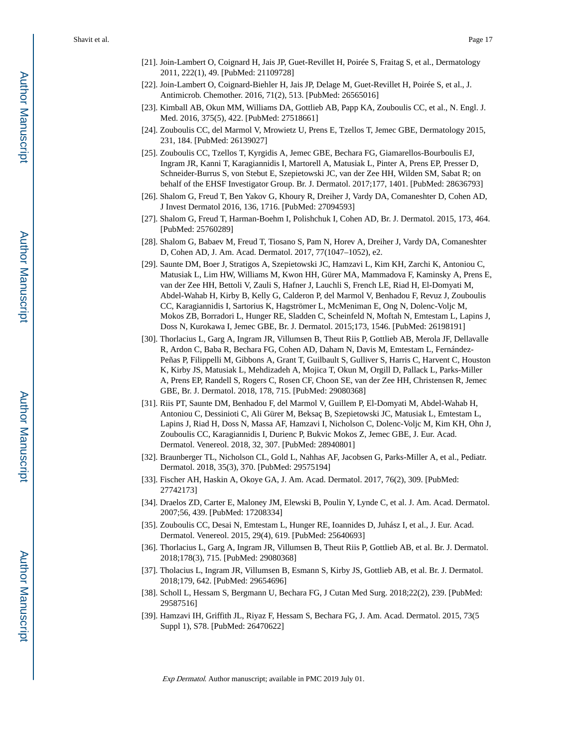[21]. Join-Lambert O, Coignard H, Jais JP, Guet-Revillet H, Poirée S, Fraitag S, et al., Dermatology 2011, 222(1), 49. [PubMed: 21109728]

[22]. Join-Lambert O, Coignard-Biehler H, Jais JP, Delage M, Guet-Revillet H, Poirée S, et al., J. Antimicrob. Chemother. 2016, 71(2), 513. [PubMed: 26565016]

[23]. Kimball AB, Okun MM, Williams DA, Gottlieb AB, Papp KA, Zouboulis CC, et al., N. Engl. J. Med. 2016, 375(5), 422. [PubMed: 27518661]

[24]. Zouboulis CC, del Marmol V, Mrowietz U, Prens E, Tzellos T, Jemec GBE, Dermatology 2015, 231, 184. [PubMed: 26139027]

[25]. Zouboulis CC, Tzellos T, Kyrgidis A, Jemec GBE, Bechara FG, Giamarellos-Bourboulis EJ, Ingram JR, Kanni T, Karagiannidis I, Martorell A, Matusiak L, Pinter A, Prens EP, Presser D, Schneider-Burrus S, von Stebut E, Szepietowski JC, van der Zee HH, Wilden SM, Sabat R; on behalf of the EHSF Investigator Group. Br. J. Dermatol. 2017;177, 1401. [PubMed: 28636793]

[26]. Shalom G, Freud T, Ben Yakov G, Khoury R, Dreiher J, Vardy DA, Comaneshter D, Cohen AD, J Invest Dermatol 2016, 136, 1716. [PubMed: 27094593]

[27]. Shalom G, Freud T, Harman-Boehm I, Polishchuk I, Cohen AD, Br. J. Dermatol. 2015, 173, 464. [PubMed: 25760289]

[28]. Shalom G, Babaev M, Freud T, Tiosano S, Pam N, Horev A, Dreiher J, Vardy DA, Comaneshter D, Cohen AD, J. Am. Acad. Dermatol. 2017, 77(1047–1052), e2.

[29]. Saunte DM, Boer J, Stratigos A, Szepietowski JC, Hamzavi L, Kim KH, Zarchi K, Antoniou C, Matusiak L, Lim HW, Williams M, Kwon HH, Gürer MA, Mammadova F, Kaminsky A, Prens E, van der Zee HH, Bettoli V, Zauli S, Hafner J, Lauchli S, French LE, Riad H, El-Domyati M, Abdel-Wahab H, Kirby B, Kelly G, Calderon P, del Marmol V, Benhadou F, Revuz J, Zouboulis CC, Karagiannidis I, Sartorius K, Hagströmer L, McMeniman E, Ong N, Dolenc-Voljc M, Mokos ZB, Borradori L, Hunger RE, Sladden C, Scheinfeld N, Moftah N, Emtestam L, Lapins J, Doss N, Kurokawa I, Jemec GBE, Br. J. Dermatol. 2015;173, 1546. [PubMed: 26198191]

[30]. Thorlacius L, Garg A, Ingram JR, Villumsen B, Theut Riis P, Gottlieb AB, Merola JF, Dellavalle R, Ardon C, Baba R, Bechara FG, Cohen AD, Daham N, Davis M, Emtestam L, Fernández-Peñas P, Filippelli M, Gibbons A, Grant T, Guilbault S, Gulliver S, Harris C, Harvent C, Houston K, Kirby JS, Matusiak L, Mehdizadeh A, Mojica T, Okun M, Orgill D, Pallack L, Parks-Miller A, Prens EP, Randell S, Rogers C, Rosen CF, Choon SE, van der Zee HH, Christensen R, Jemec GBE, Br. J. Dermatol. 2018, 178, 715. [PubMed: 29080368]

[31]. Riis PT, Saunte DM, Benhadou F, del Marmol V, Guillem P, El-Domyati M, Abdel-Wahab H, Antoniou C, Dessinioti C, Ali Gürer M, Beksaç B, Szepietowski JC, Matusiak L, Emtestam L, Lapins J, Riad H, Doss N, Massa AF, Hamzavi I, Nicholson C, Dolenc-Voljc M, Kim KH, Ohn J, Zouboulis CC, Karagiannidis I, Durienc P, Bukvic Mokos Z, Jemec GBE, J. Eur. Acad. Dermatol. Venereol. 2018, 32, 307. [PubMed: 28940801]

[32]. Braunberger TL, Nicholson CL, Gold L, Nahhas AF, Jacobsen G, Parks-Miller A, et al., Pediatr. Dermatol. 2018, 35(3), 370. [PubMed: 29575194]

[33]. Fischer AH, Haskin A, Okoye GA, J. Am. Acad. Dermatol. 2017, 76(2), 309. [PubMed: 27742173]

[34]. Draelos ZD, Carter E, Maloney JM, Elewski B, Poulin Y, Lynde C, et al. J. Am. Acad. Dermatol. 2007;56, 439. [PubMed: 17208334]

[35]. Zouboulis CC, Desai N, Emtestam L, Hunger RE, Ioannides D, Juhász I, et al., J. Eur. Acad. Dermatol. Venereol. 2015, 29(4), 619. [PubMed: 25640693]

[36]. Thorlacius L, Garg A, Ingram JR, Villumsen B, Theut Riis P, Gottlieb AB, et al. Br. J. Dermatol. 2018;178(3), 715. [PubMed: 29080368]

[37]. Tholacius L, Ingram JR, Villumsen B, Esmann S, Kirby JS, Gottlieb AB, et al. Br. J. Dermatol. 2018;179, 642. [PubMed: 29654696]

[38]. Scholl L, Hessam S, Bergmann U, Bechara FG, J Cutan Med Surg. 2018;22(2), 239. [PubMed: 29587516]

[39]. Hamzavi IH, Griffith JL, Riyaz F, Hessam S, Bechara FG, J. Am. Acad. Dermatol. 2015, 73(5 Suppl 1), S78. [PubMed: 26470622]